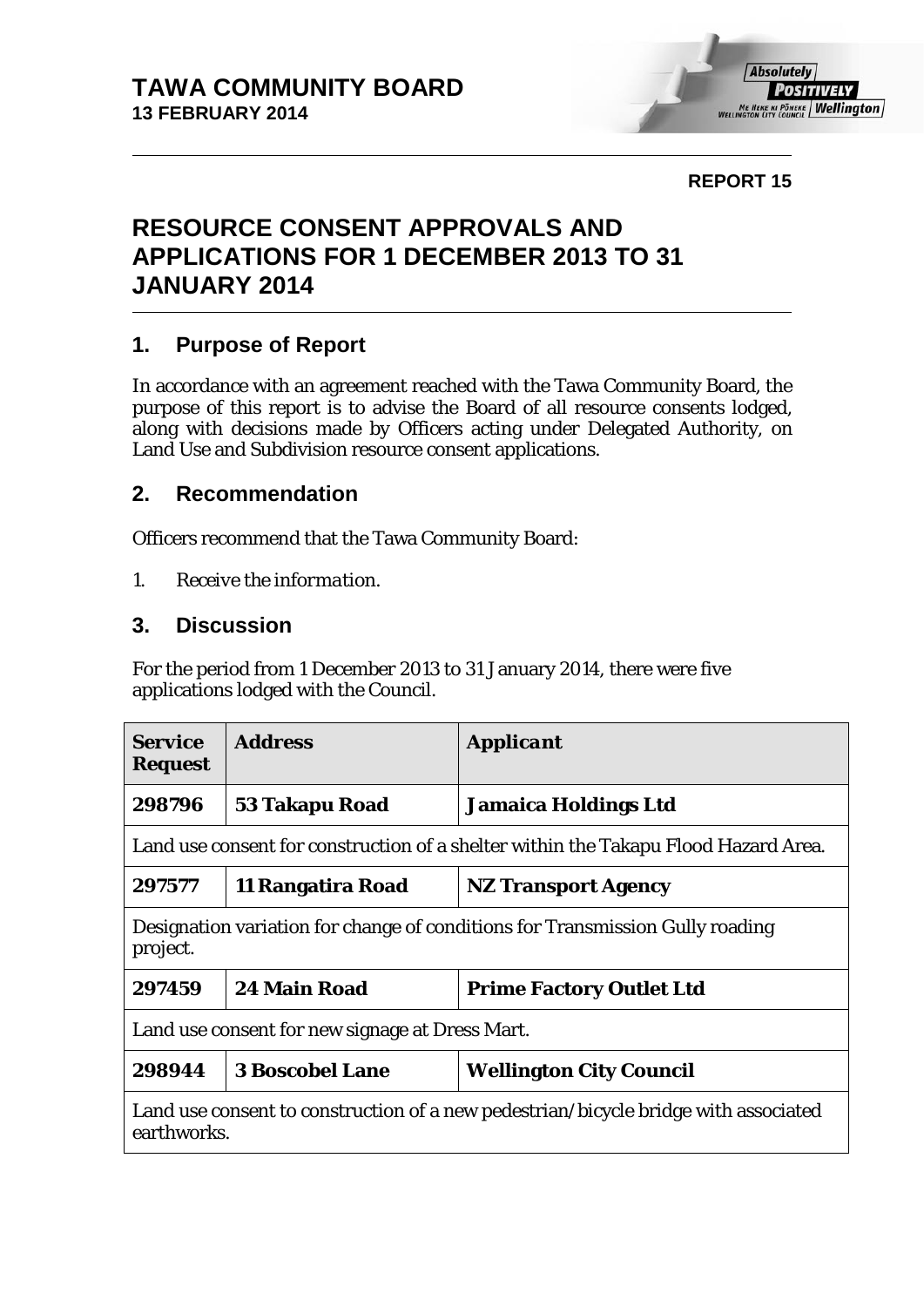# TAWA COMMUNITY BOARD
**13 FEBRUARY 2014**

**REPORT 15**

# RESOURCE CONSENT APPROVALS AND APPLICATIONS FOR 1 DECEMBER 2013 TO 31 JANUARY 2014

## 1. Purpose of Report

In accordance with an agreement reached with the Tawa Community Board, the purpose of this report is to advise the Board of all resource consents lodged, along with decisions made by Officers acting under Delegated Authority, on Land Use and Subdivision resource consent applications.

## 2. Recommendation

Officers recommend that the Tawa Community Board:

1. *Receive the information.*

## 3. Discussion

For the period from 1 December 2013 to 31 January 2014, there were five applications lodged with the Council.

| Service Request | Address | Applicant |
|---|---|---|
| **298796** | **53 Takapu Road** | **Jamaica Holdings Ltd** |
| Land use consent for construction of a shelter within the Takapu Flood Hazard Area. | | |
| **297577** | **11 Rangatira Road** | **NZ Transport Agency** |
| Designation variation for change of conditions for Transmission Gully roading project. | | |
| **297459** | **24 Main Road** | **Prime Factory Outlet Ltd** |
| Land use consent for new signage at Dress Mart. | | |
| **298944** | **3 Boscobel Lane** | **Wellington City Council** |
| Land use consent to construction of a new pedestrian/bicycle bridge with associated earthworks. | | |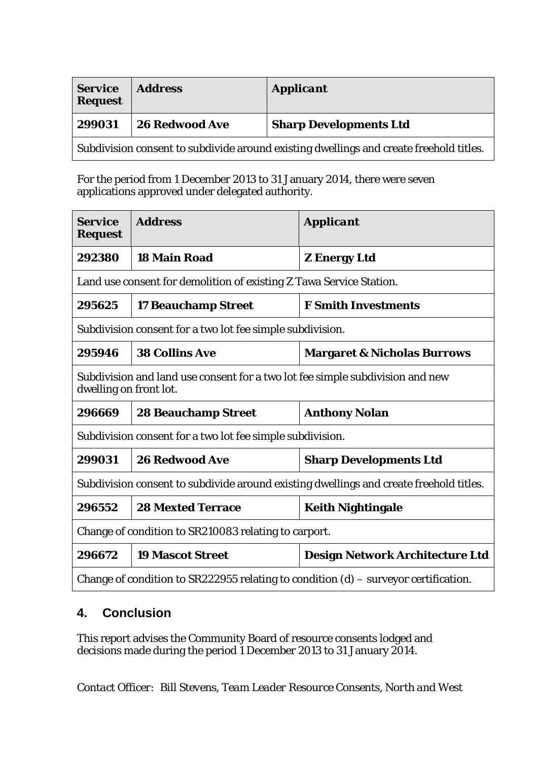| Service Request | Address | Applicant |
|---|---|---|
| **299031** | **26 Redwood Ave** | **Sharp Developments Ltd** |
| Subdivision consent to subdivide around existing dwellings and create freehold titles. | | |

For the period from 1 December 2013 to 31 January 2014, there were seven applications approved under delegated authority.

| Service Request | Address | Applicant |
|---|---|---|
| **292380** | **18 Main Road** | **Z Energy Ltd** |
| Land use consent for demolition of existing Z Tawa Service Station. | | |
| **295625** | **17 Beauchamp Street** | **F Smith Investments** |
| Subdivision consent for a two lot fee simple subdivision. | | |
| **295946** | **38 Collins Ave** | **Margaret & Nicholas Burrows** |
| Subdivision and land use consent for a two lot fee simple subdivision and new dwelling on front lot. | | |
| **296669** | **28 Beauchamp Street** | **Anthony Nolan** |
| Subdivision consent for a two lot fee simple subdivision. | | |
| **299031** | **26 Redwood Ave** | **Sharp Developments Ltd** |
| Subdivision consent to subdivide around existing dwellings and create freehold titles. | | |
| **296552** | **28 Mexted Terrace** | **Keith Nightingale** |
| Change of condition to SR210083 relating to carport. | | |
| **296672** | **19 Mascot Street** | **Design Network Architecture Ltd** |
| Change of condition to SR222955 relating to condition (d) – surveyor certification. | | |

## 4. Conclusion

This report advises the Community Board of resource consents lodged and decisions made during the period 1 December 2013 to 31 January 2014.

*Contact Officer: Bill Stevens, Team Leader Resource Consents, North and West*